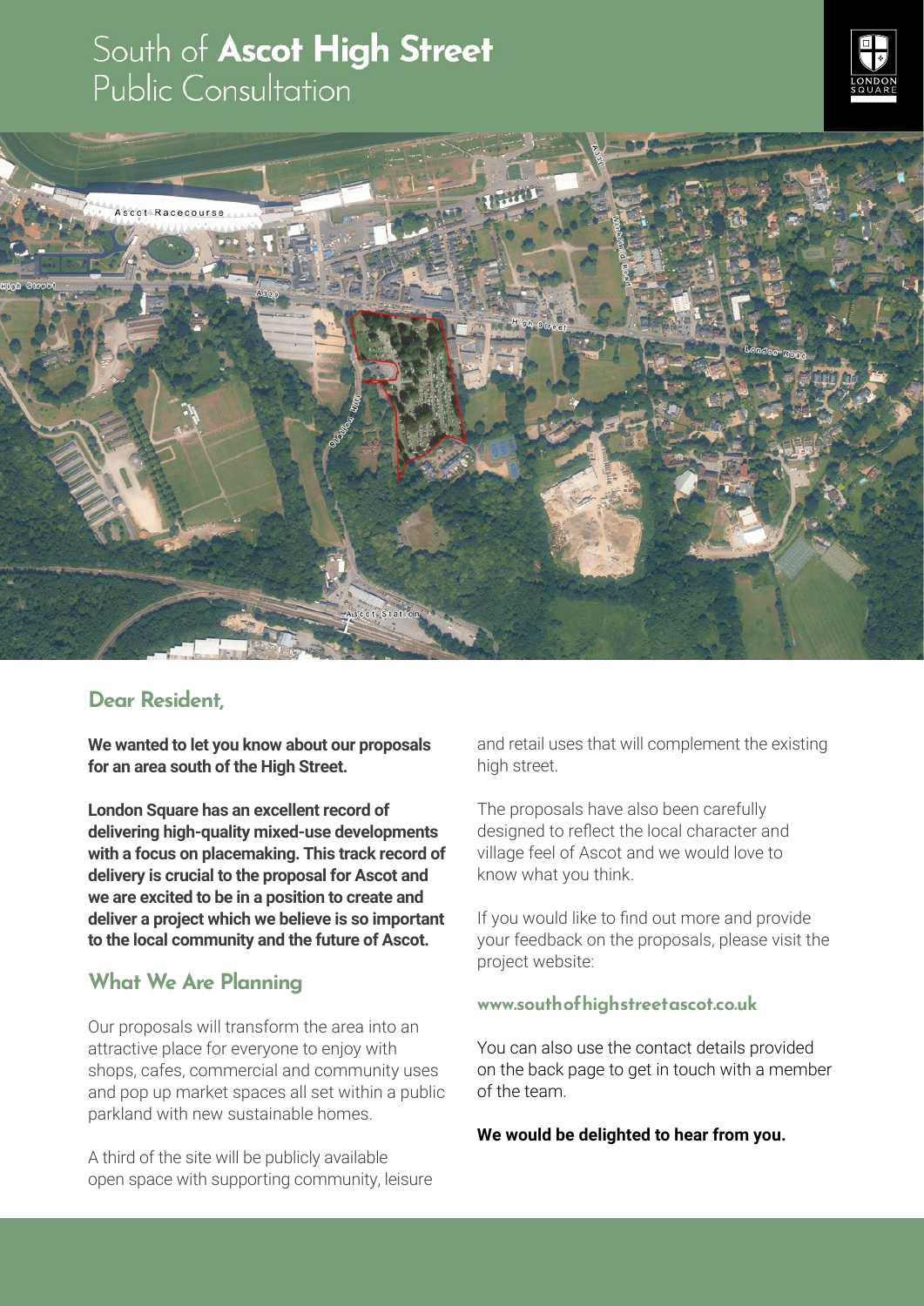# South of **Ascot High Street**
Public Consultation

## Dear Resident,

**We wanted to let you know about our proposals for an area south of the High Street.**

**London Square has an excellent record of delivering high-quality mixed-use developments with a focus on placemaking. This track record of delivery is crucial to the proposal for Ascot and we are excited to be in a position to create and deliver a project which we believe is so important to the local community and the future of Ascot.**

## What We Are Planning

Our proposals will transform the area into an attractive place for everyone to enjoy with shops, cafes, commercial and community uses and pop up market spaces all set within a public parkland with new sustainable homes.

A third of the site will be publicly available open space with supporting community, leisure and retail uses that will complement the existing high street.

The proposals have also been carefully designed to reflect the local character and village feel of Ascot and we would love to know what you think.

If you would like to find out more and provide your feedback on the proposals, please visit the project website:

**www.southofhighstreetascot.co.uk**

You can also use the contact details provided on the back page to get in touch with a member of the team.

**We would be delighted to hear from you.**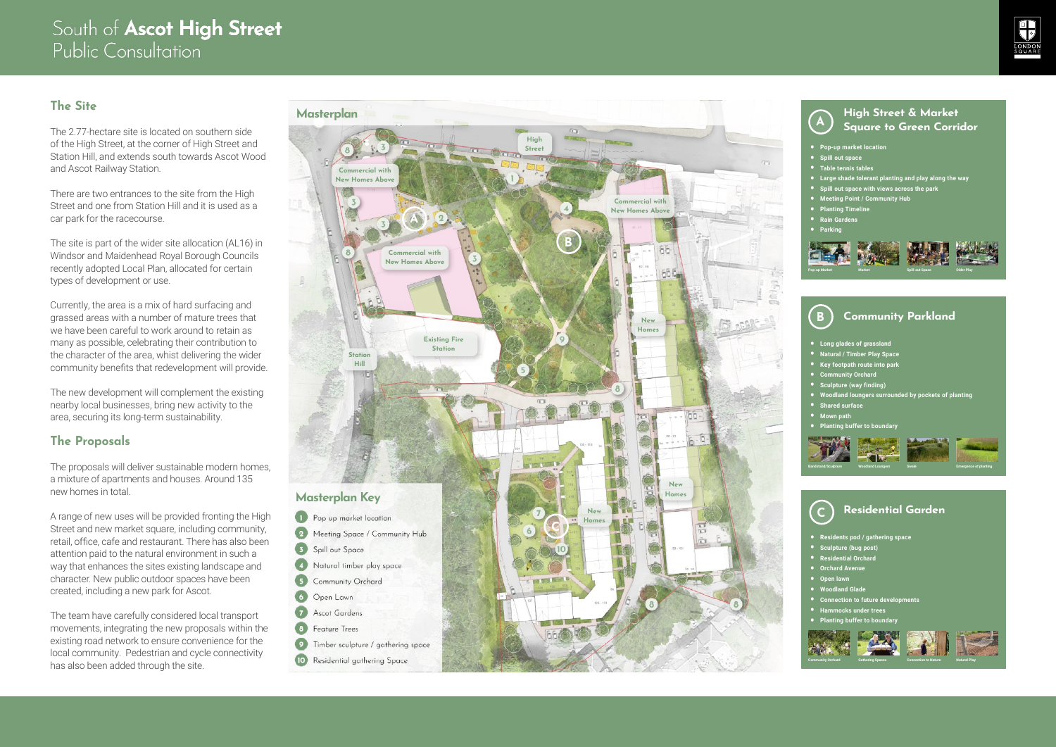# South of **Ascot High Street** Public Consultation

## The Site

The 2.77-hectare site is located on southern side of the High Street, at the corner of High Street and Station Hill, and extends south towards Ascot Wood and Ascot Railway Station.

There are two entrances to the site from the High Street and one from Station Hill and it is used as a car park for the racecourse.

The site is part of the wider site allocation (AL16) in Windsor and Maidenhead Royal Borough Councils recently adopted Local Plan, allocated for certain types of development or use.

Currently, the area is a mix of hard surfacing and grassed areas with a number of mature trees that we have been careful to work around to retain as many as possible, celebrating their contribution to the character of the area, whilst delivering the wider community benefits that redevelopment will provide.

The new development will complement the existing nearby local businesses, bring new activity to the area, securing its long-term sustainability.

## The Proposals

The proposals will deliver sustainable modern homes, a mixture of apartments and houses. Around 135 new homes in total.

A range of new uses will be provided fronting the High Street and new market square, including community, retail, office, cafe and restaurant. There has also been attention paid to the natural environment in such a way that enhances the sites existing landscape and character. New public outdoor spaces have been created, including a new park for Ascot.

The team have carefully considered local transport movements, integrating the new proposals within the existing road network to ensure convenience for the local community. Pedestrian and cycle connectivity has also been added through the site.

## Masterplan

High Street

Commercial with New Homes Above

Commercial with New Homes Above

Commercial with New Homes Above

Existing Fire Station

Station Hill

New Homes

New Homes

New Homes

### Masterplan Key

1. Pop up market location
2. Meeting Space / Community Hub
3. Spill out Space
4. Natural timber play space
5. Community Orchard
6. Open Lawn
7. Ascot Gardens
8. Feature Trees
9. Timber sculpture / gathering space
10. Residential gathering Space

## A High Street & Market Square to Green Corridor

- Pop-up market location
- Spill out space
- Table tennis tables
- Large shade tolerant planting and play along the way
- Spill out space with views across the park
- Meeting Point / Community Hub
- Planting Timeline
- Rain Gardens
- Parking

Pop-up Market · Market · Spill-out Space · Older Play

## B Community Parkland

- Long glades of grassland
- Natural / Timber Play Space
- Key footpath route into park
- Community Orchard
- Sculpture (way finding)
- Woodland loungers surrounded by pockets of planting
- Shared surface
- Mown path
- Planting buffer to boundary

Bandstand/Sculpture · Woodland Loungers · Swale · Emergence of planting

## C Residential Garden

- Residents pod / gathering space
- Sculpture (bug post)
- Residential Orchard
- Orchard Avenue
- Open lawn
- Woodland Glade
- Connection to future developments
- Hammocks under trees
- Planting buffer to boundary

Community Orchard · Gathering Spaces · Connection to Nature · Natural Play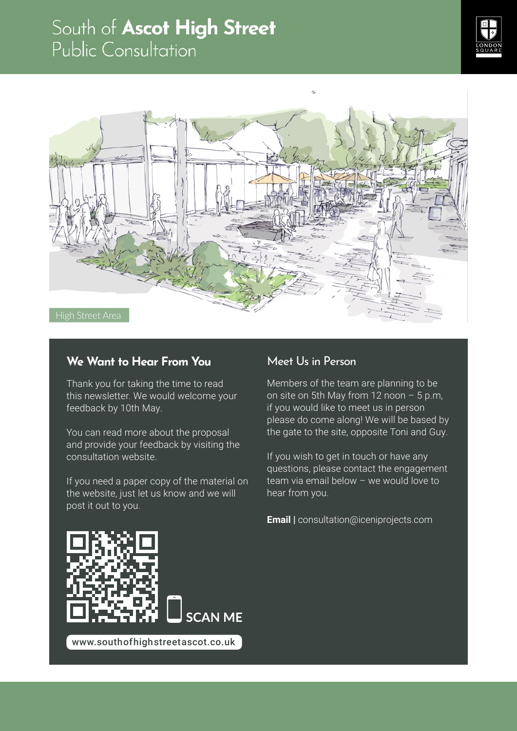# South of **Ascot High Street**
Public Consultation

High Street Area

## We Want to Hear From You

Thank you for taking the time to read this newsletter. We would welcome your feedback by 10th May.

You can read more about the proposal and provide your feedback by visiting the consultation website.

If you need a paper copy of the material on the website, just let us know and we will post it out to you.

SCAN ME

www.southofhighstreetascot.co.uk

## Meet Us in Person

Members of the team are planning to be on site on 5th May from 12 noon – 5 p.m, if you would like to meet us in person please do come along! We will be based by the gate to the site, opposite Toni and Guy.

If you wish to get in touch or have any questions, please contact the engagement team via email below – we would love to hear from you.

**Email |** consultation@iceniprojects.com